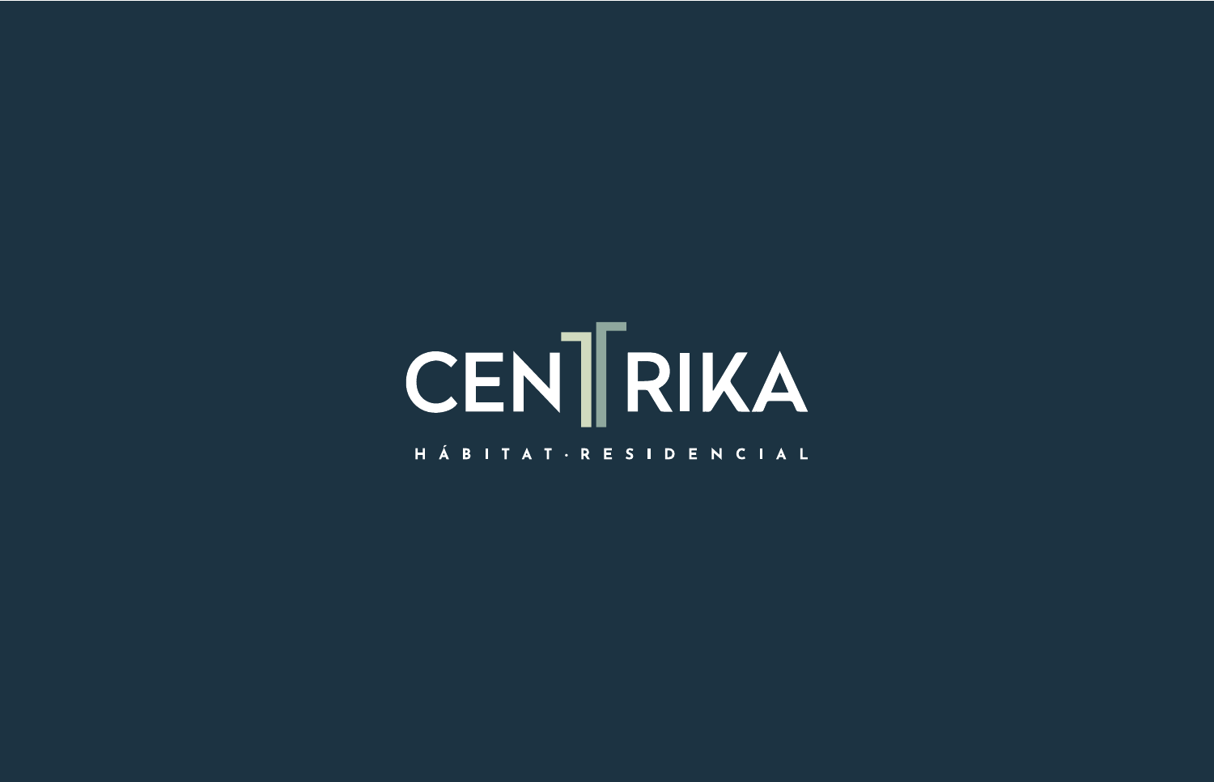# CENTRIKA

HÁBITAT · RESIDENCIAL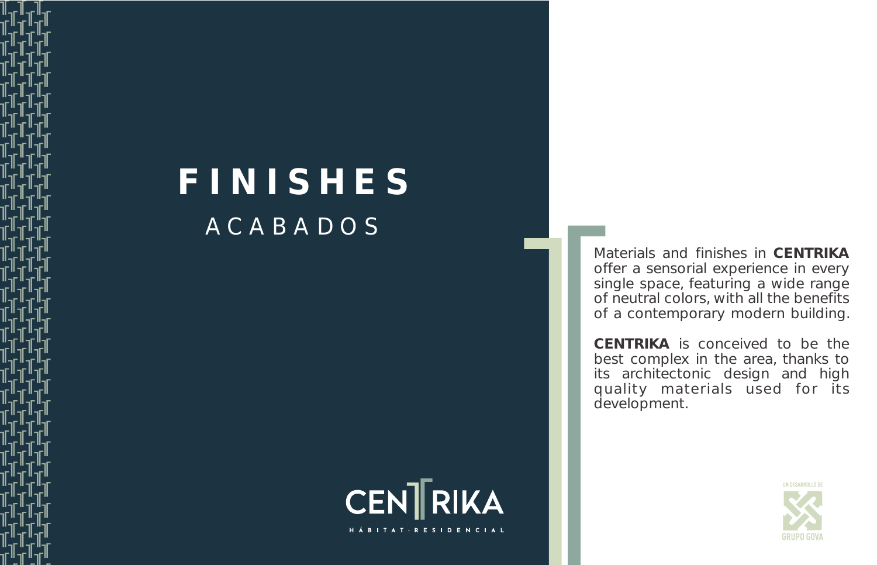# FINISHES

## ACABADOS

Materials and finishes in **CENTRIKA** offer a sensorial experience in every single space, featuring a wide range of neutral colors, with all the benefits of a contemporary modern building.

**CENTRIKA** is conceived to be the best complex in the area, thanks to its architectonic design and high quality materials used for its development.

CENTRIKA

HÁBITAT · RESIDENCIAL

UN DESARROLLO DE

GRUPO GOVA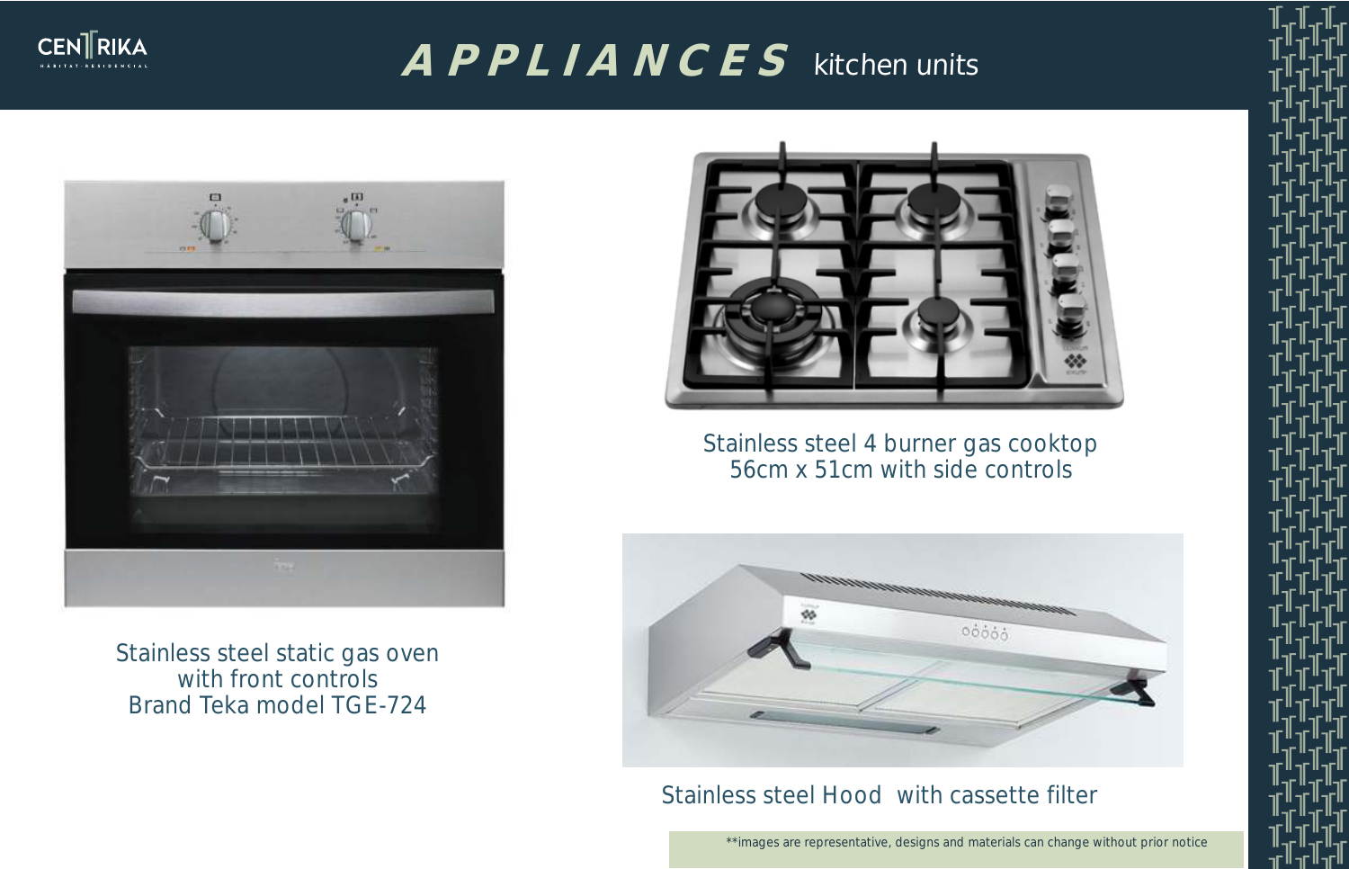# APPLIANCES kitchen units

Stainless steel static gas oven
with front controls
Brand Teka model TGE-724

Stainless steel 4 burner gas cooktop
56cm x 51cm with side controls

Stainless steel Hood with cassette filter

**images are representative, designs and materials can change without prior notice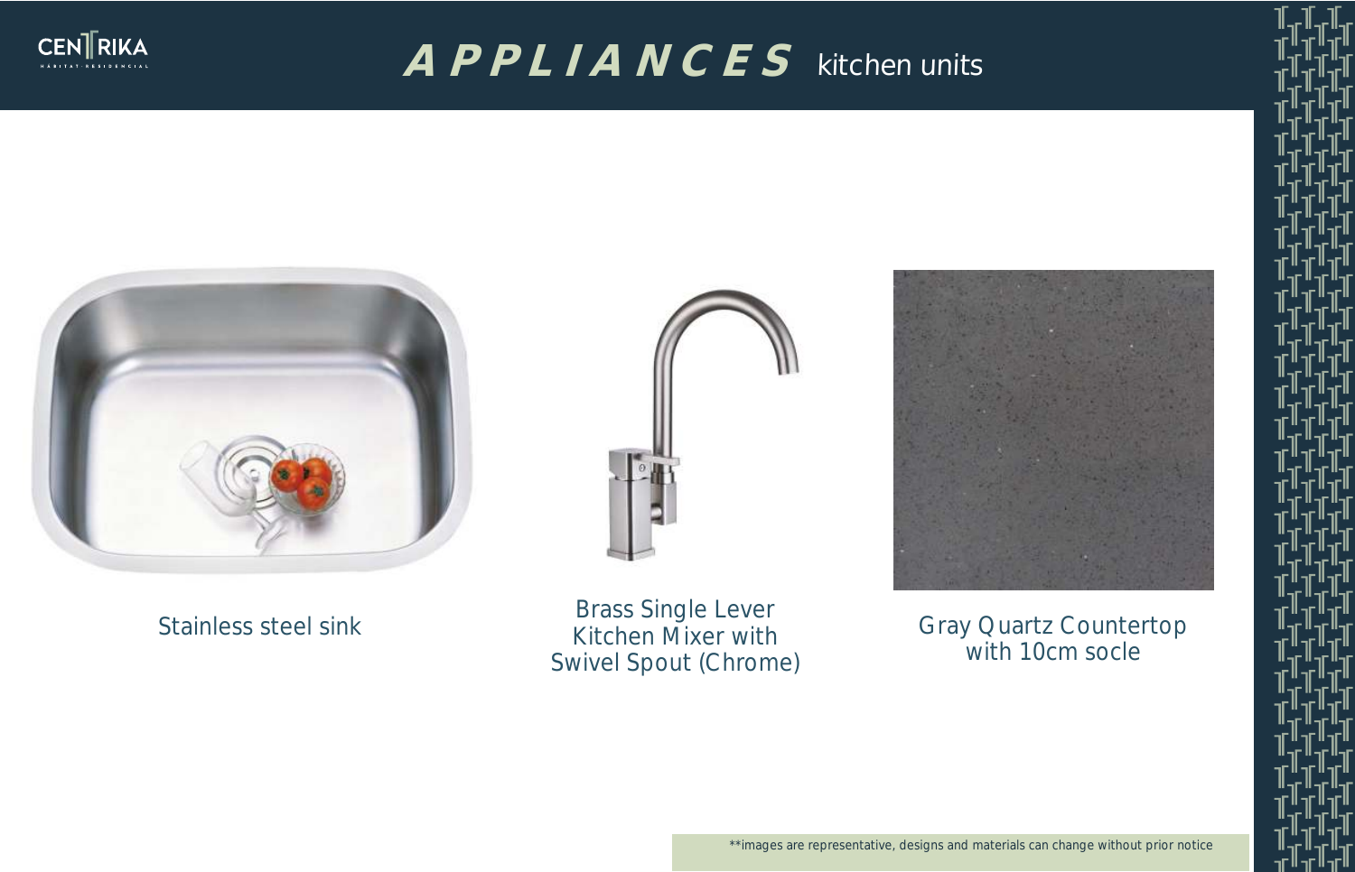# APPLIANCES kitchen units

Stainless steel sink

Brass Single Lever Kitchen Mixer with Swivel Spout (Chrome)

Gray Quartz Countertop with 10cm socle

**images are representative, designs and materials can change without prior notice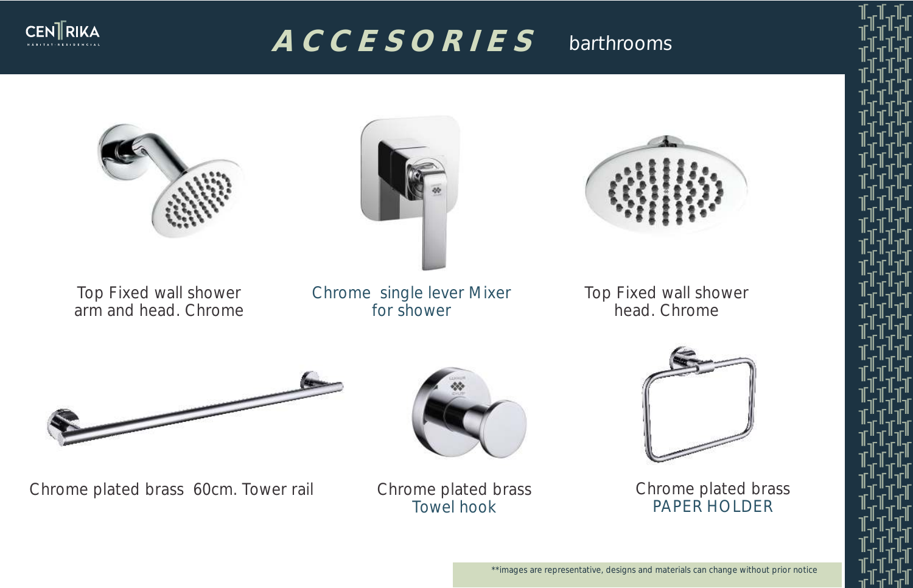# ACCESORIES barthrooms

Top Fixed wall shower arm and head. Chrome

Chrome single lever Mixer for shower

Top Fixed wall shower head. Chrome

Chrome plated brass 60cm. Tower rail

Chrome plated brass Towel hook

Chrome plated brass PAPER HOLDER

**images are representative, designs and materials can change without prior notice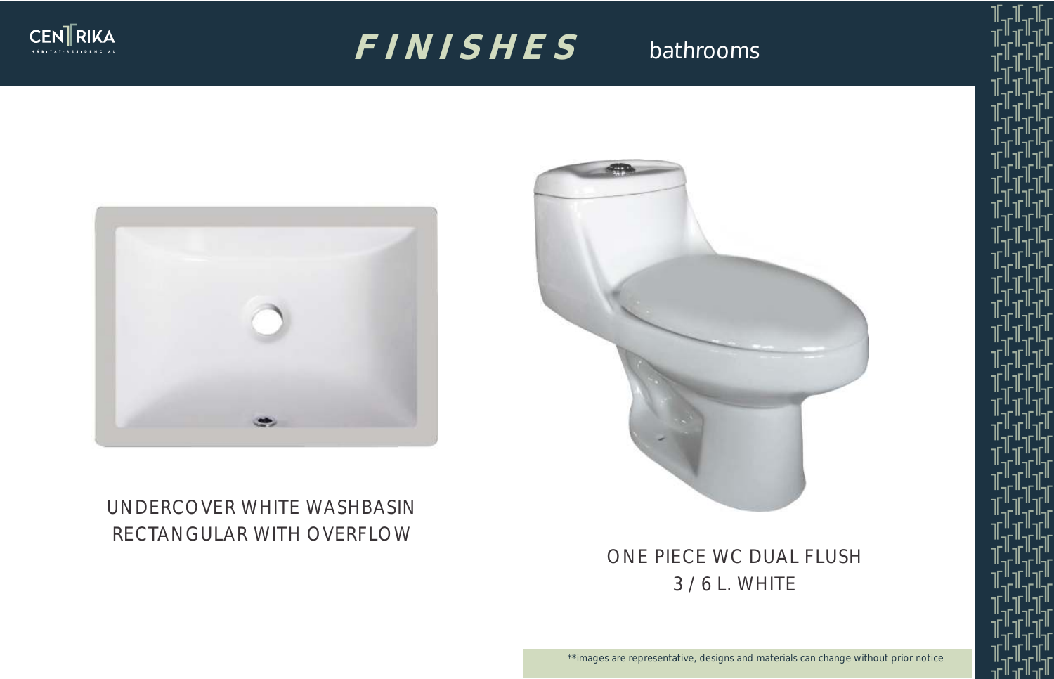# FINISHES bathrooms

UNDERCOVER WHITE WASHBASIN
RECTANGULAR WITH OVERFLOW

ONE PIECE WC DUAL FLUSH
3 / 6 L. WHITE

**images are representative, designs and materials can change without prior notice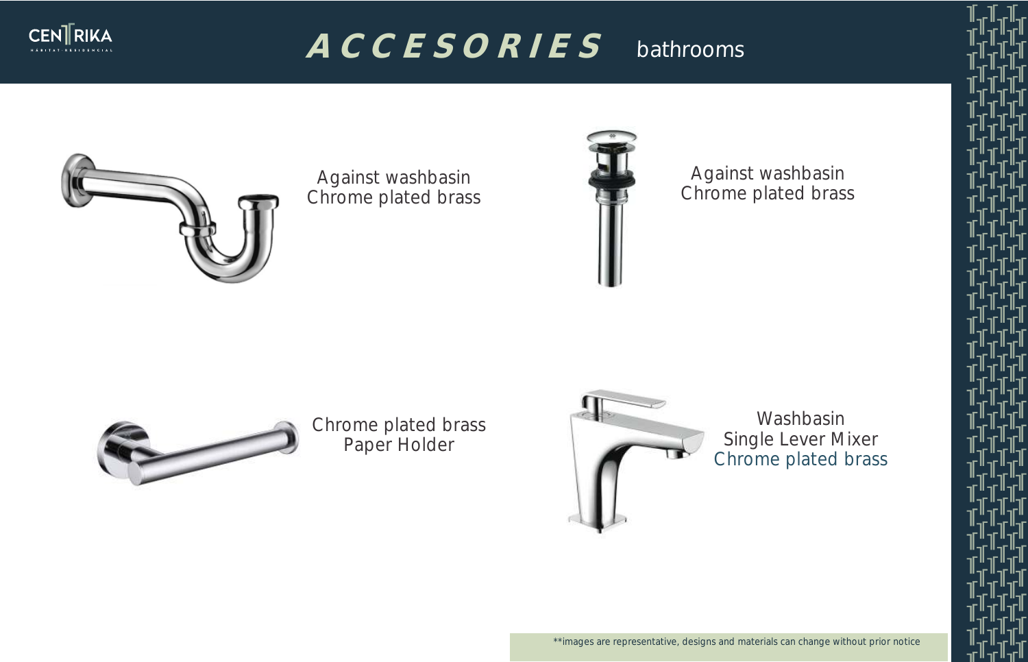# ACCESORIES bathrooms

Against washbasin
Chrome plated brass

Against washbasin
Chrome plated brass

Chrome plated brass
Paper Holder

Washbasin
Single Lever Mixer
Chrome plated brass

**images are representative, designs and materials can change without prior notice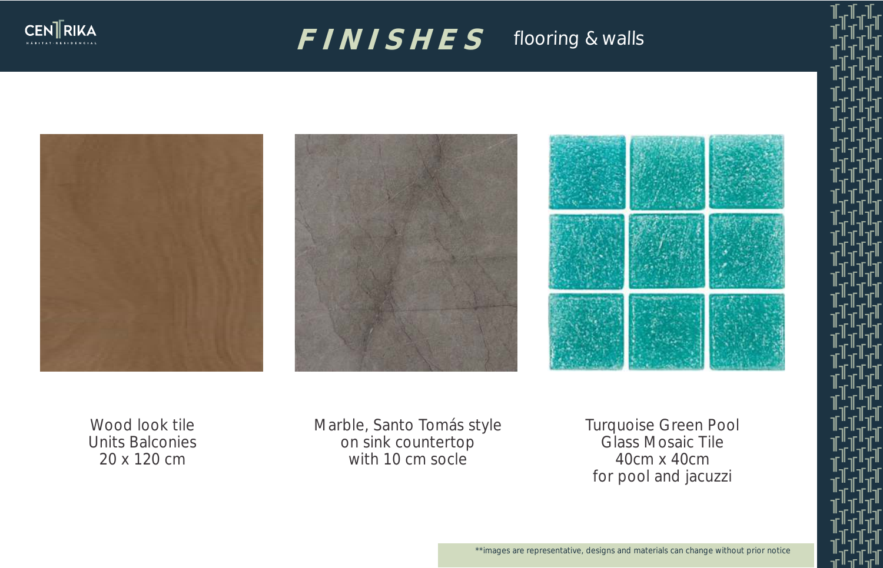# FINISHES flooring & walls

Wood look tile
Units Balconies
20 x 120 cm

Marble, Santo Tomás style
on sink countertop
with 10 cm socle

Turquoise Green Pool
Glass Mosaic Tile
40cm x 40cm
for pool and jacuzzi

**images are representative, designs and materials can change without prior notice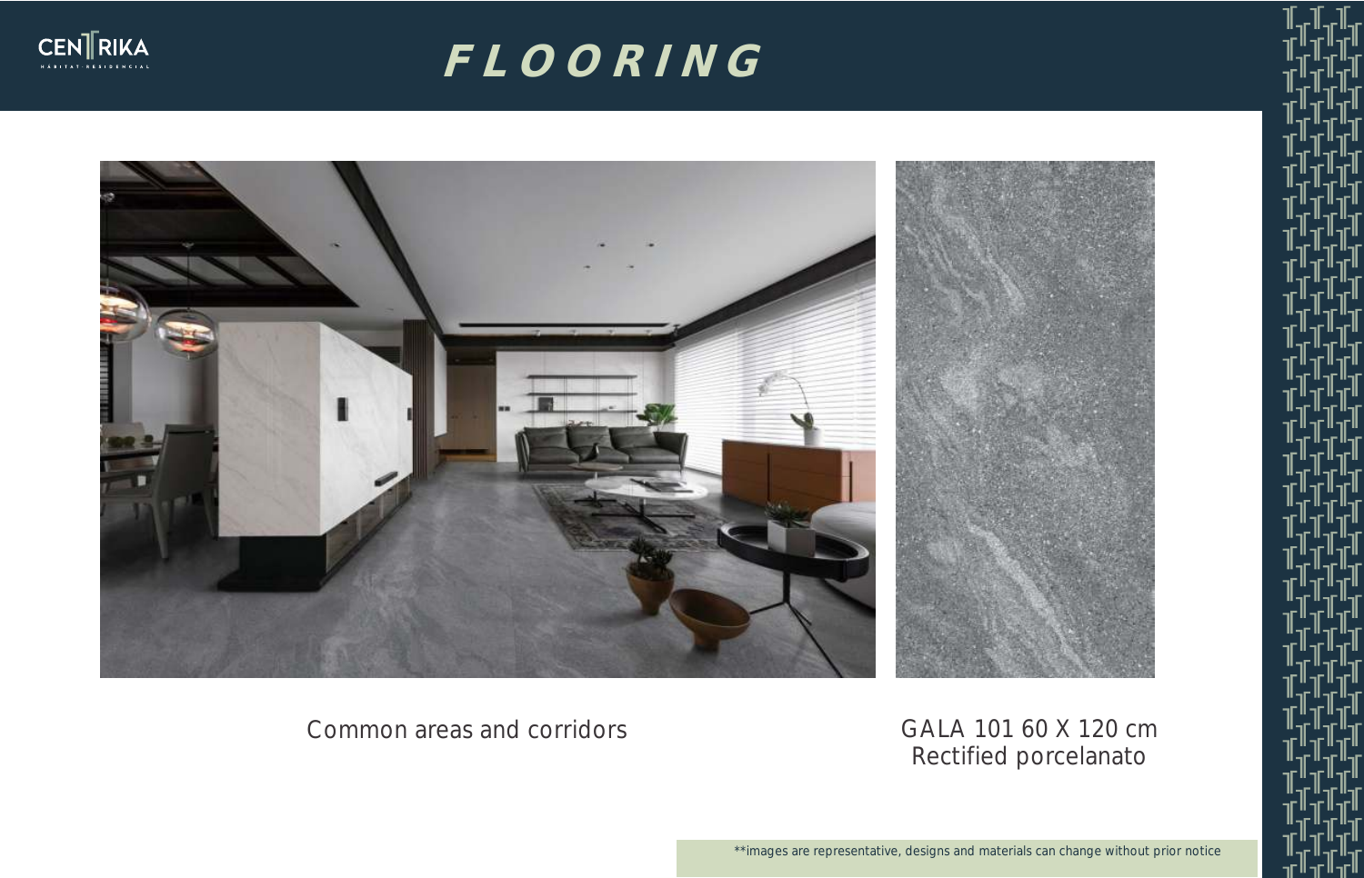# FLOORING

Common areas and corridors

GALA 101 60 X 120 cm
Rectified porcelanato

**images are representative, designs and materials can change without prior notice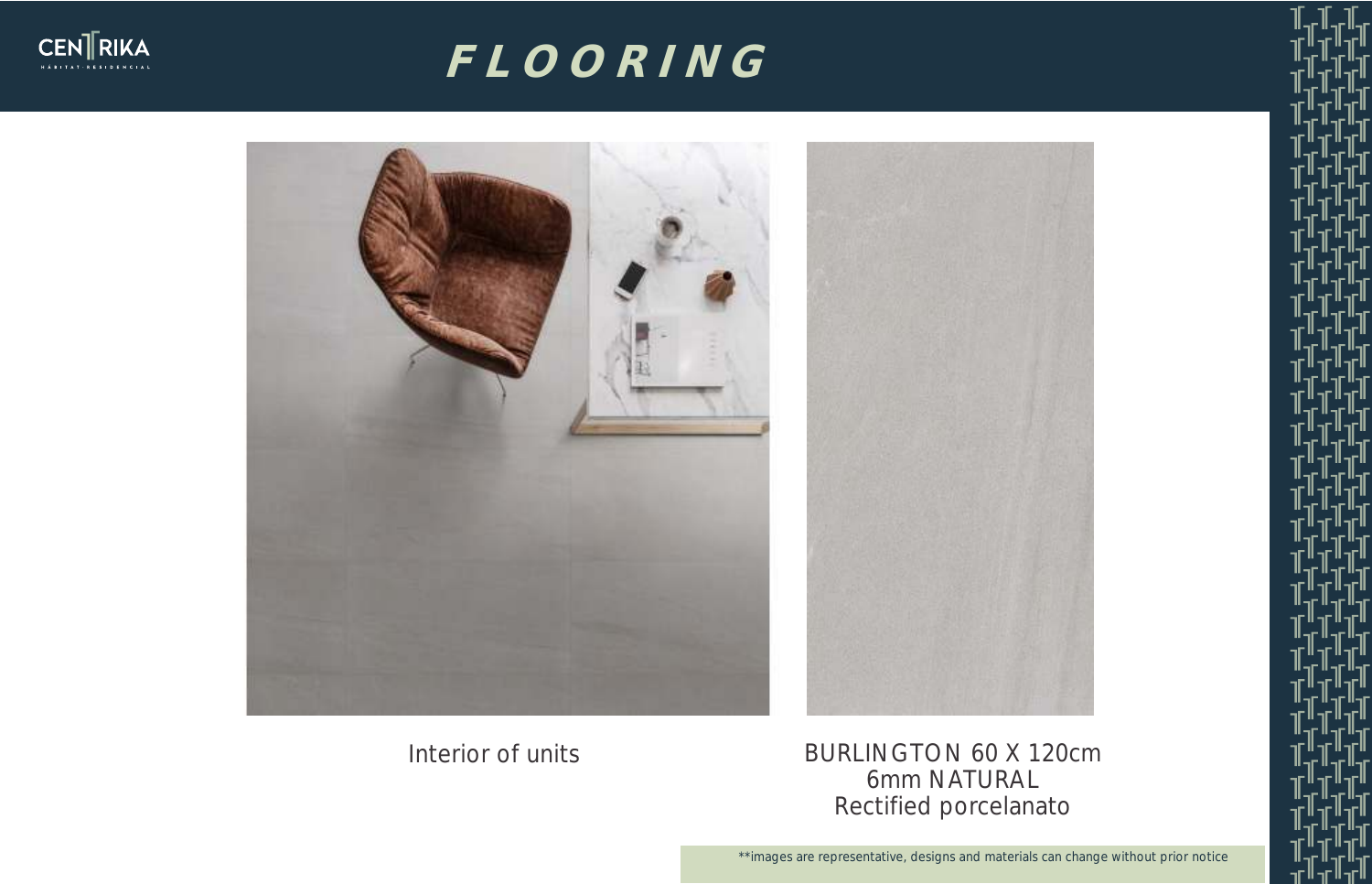# FLOORING

Interior of units

BURLINGTON 60 X 120cm
6mm NATURAL
Rectified porcelanato

**images are representative, designs and materials can change without prior notice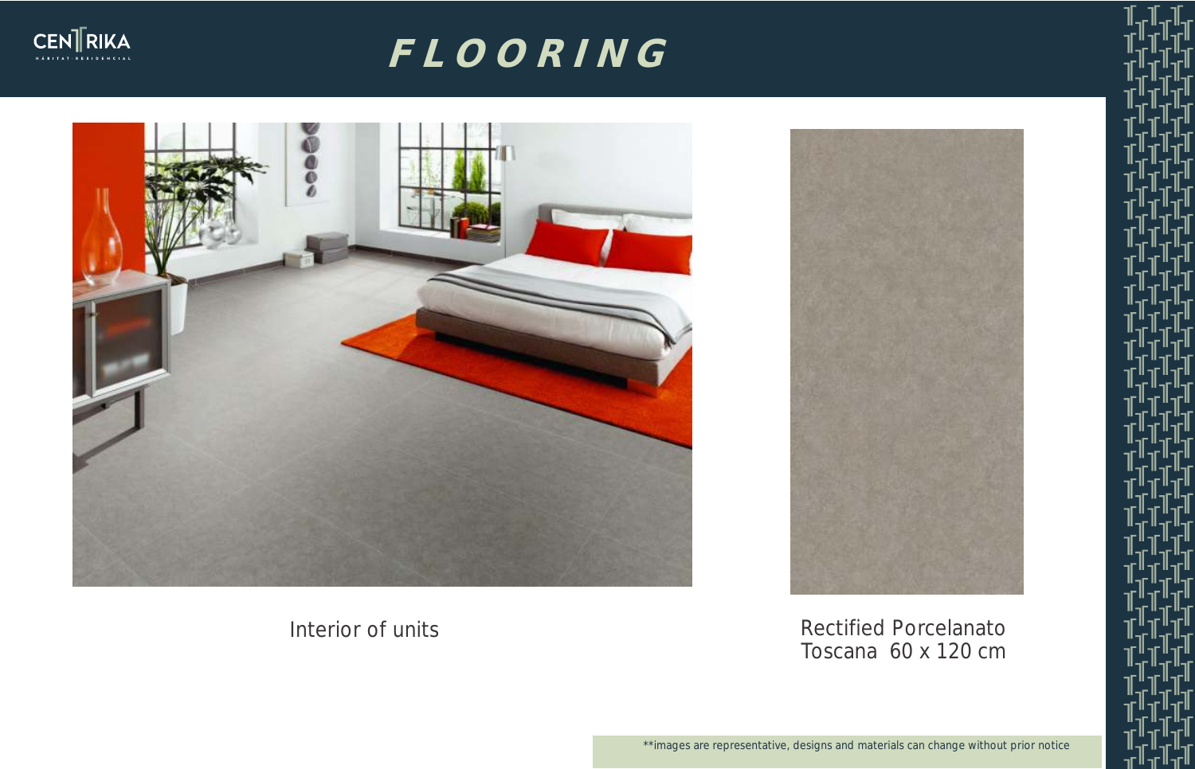# FLOORING

Interior of units

Rectified Porcelanato
Toscana 60 x 120 cm

**images are representative, designs and materials can change without prior notice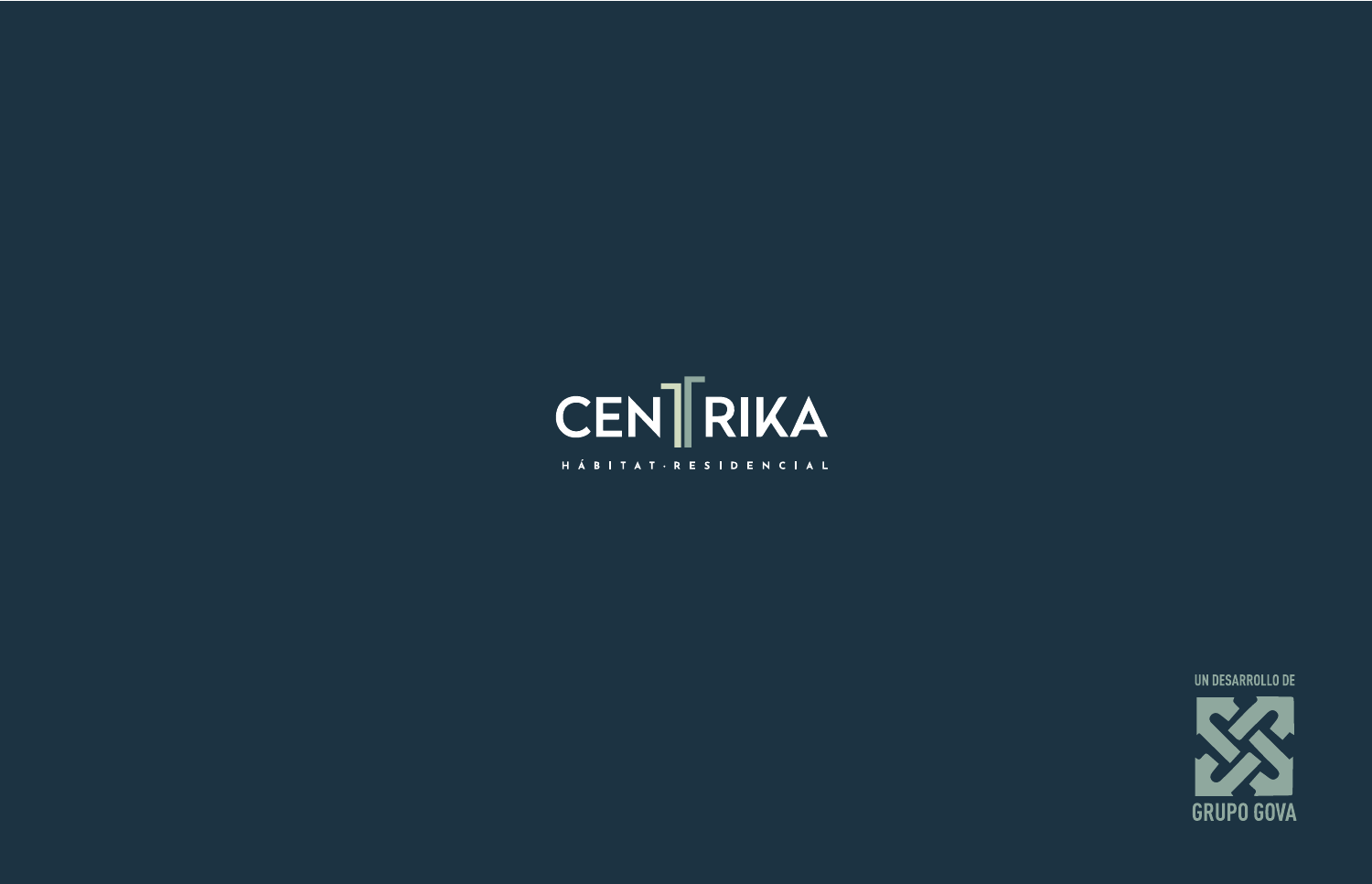CENTRIKA

HÁBITAT · RESIDENCIAL

UN DESARROLLO DE

GRUPO GOVA